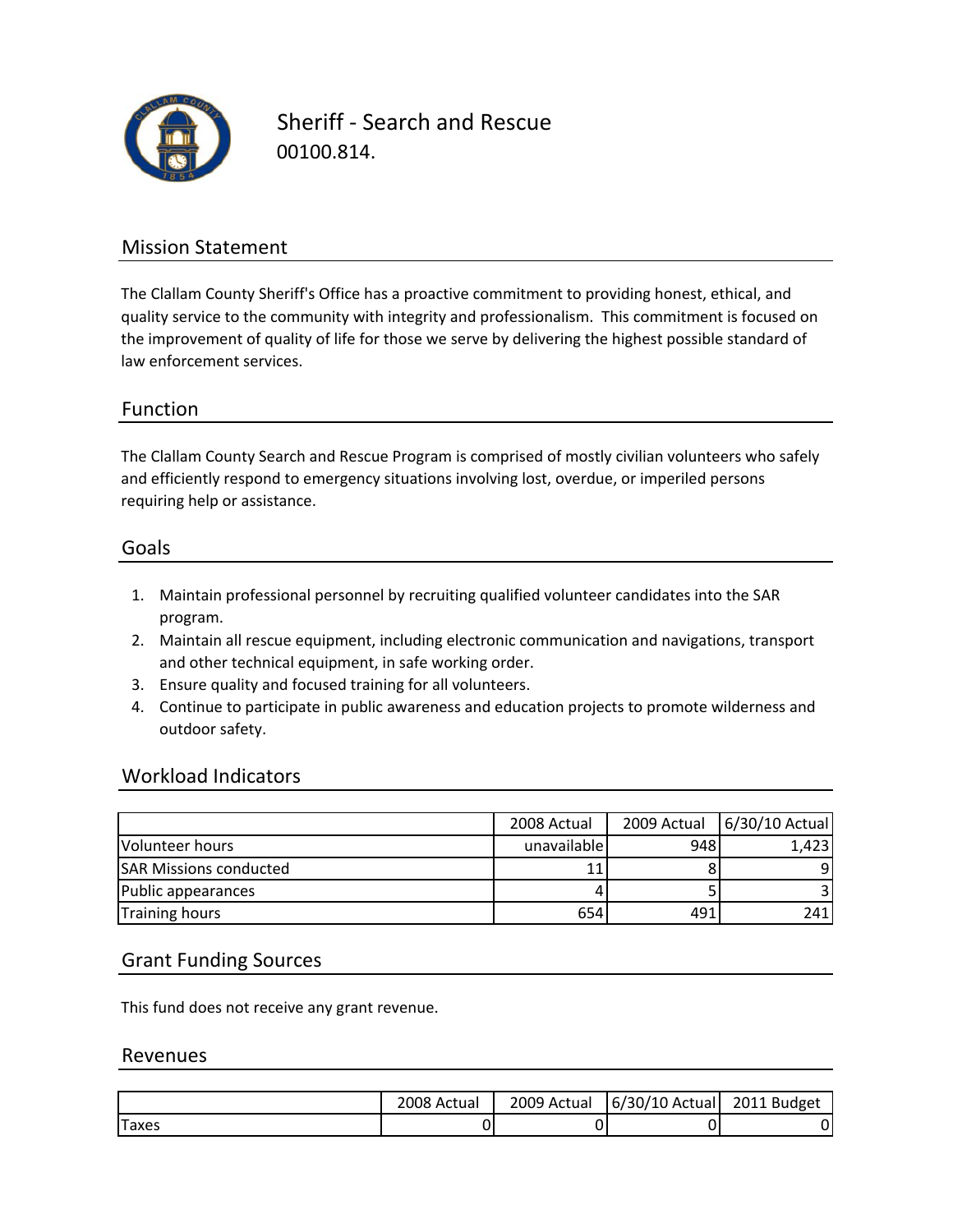# Sheriff - Search and Rescue

00100.814.

## Mission Statement

The Clallam County Sheriff's Office has a proactive commitment to providing honest, ethical, and quality service to the community with integrity and professionalism. This commitment is focused on the improvement of quality of life for those we serve by delivering the highest possible standard of law enforcement services.

## Function

The Clallam County Search and Rescue Program is comprised of mostly civilian volunteers who safely and efficiently respond to emergency situations involving lost, overdue, or imperiled persons requiring help or assistance.

## Goals

1. Maintain professional personnel by recruiting qualified volunteer candidates into the SAR program.
2. Maintain all rescue equipment, including electronic communication and navigations, transport and other technical equipment, in safe working order.
3. Ensure quality and focused training for all volunteers.
4. Continue to participate in public awareness and education projects to promote wilderness and outdoor safety.

## Workload Indicators

| | 2008 Actual | 2009 Actual | 6/30/10 Actual |
|---|---|---|---|
| Volunteer hours | unavailable | 948 | 1,423 |
| SAR Missions conducted | 11 | 8 | 9 |
| Public appearances | 4 | 5 | 3 |
| Training hours | 654 | 491 | 241 |

## Grant Funding Sources

This fund does not receive any grant revenue.

## Revenues

| | 2008 Actual | 2009 Actual | 6/30/10 Actual | 2011 Budget |
|---|---|---|---|---|
| Taxes | 0 | 0 | 0 | 0 |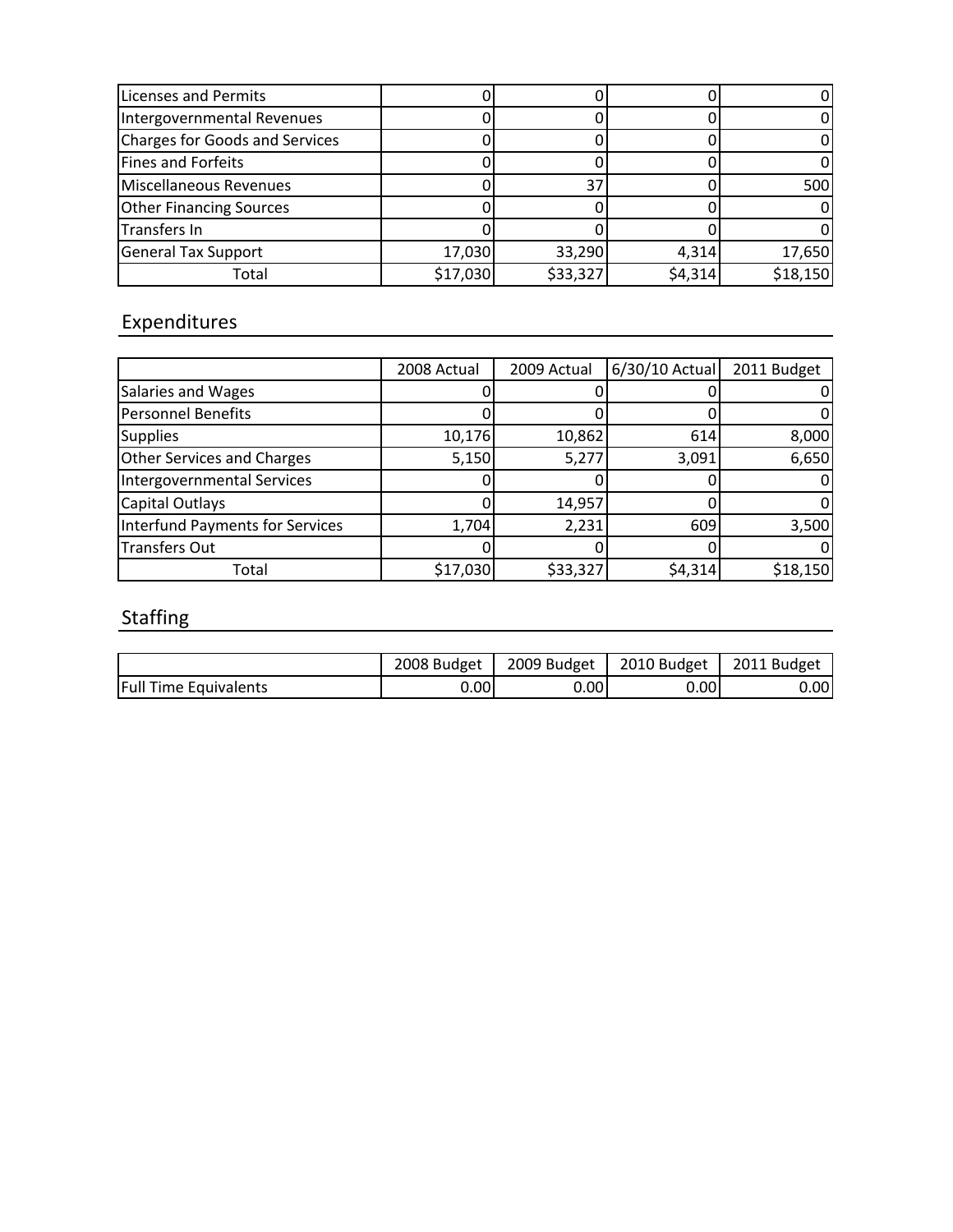| | | | | |
|---|---|---|---|---|
| Licenses and Permits | 0 | 0 | 0 | 0 |
| Intergovernmental Revenues | 0 | 0 | 0 | 0 |
| Charges for Goods and Services | 0 | 0 | 0 | 0 |
| Fines and Forfeits | 0 | 0 | 0 | 0 |
| Miscellaneous Revenues | 0 | 37 | 0 | 500 |
| Other Financing Sources | 0 | 0 | 0 | 0 |
| Transfers In | 0 | 0 | 0 | 0 |
| General Tax Support | 17,030 | 33,290 | 4,314 | 17,650 |
| Total | $17,030 | $33,327 | $4,314 | $18,150 |

## Expenditures

| | 2008 Actual | 2009 Actual | 6/30/10 Actual | 2011 Budget |
|---|---|---|---|---|
| Salaries and Wages | 0 | 0 | 0 | 0 |
| Personnel Benefits | 0 | 0 | 0 | 0 |
| Supplies | 10,176 | 10,862 | 614 | 8,000 |
| Other Services and Charges | 5,150 | 5,277 | 3,091 | 6,650 |
| Intergovernmental Services | 0 | 0 | 0 | 0 |
| Capital Outlays | 0 | 14,957 | 0 | 0 |
| Interfund Payments for Services | 1,704 | 2,231 | 609 | 3,500 |
| Transfers Out | 0 | 0 | 0 | 0 |
| Total | $17,030 | $33,327 | $4,314 | $18,150 |

## Staffing

| | 2008 Budget | 2009 Budget | 2010 Budget | 2011 Budget |
|---|---|---|---|---|
| Full Time Equivalents | 0.00 | 0.00 | 0.00 | 0.00 |